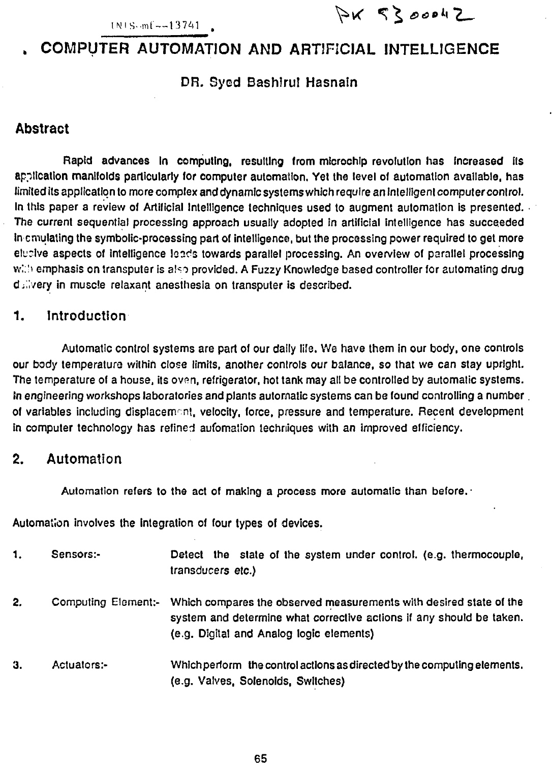INIS-mf--13741

PK 9300042

# COMPUTER AUTOMATION AND ARTIFICIAL INTELLIGENCE

DR. Syed Bashirul Hasnain

## Abstract

Rapid advances in computing, resulting from microchip revolution has increased its application manifolds particularly for computer automation. Yet the level of automation available, has limited its application to more complex and dynamic systems which require an intelligent computer control. In this paper a review of Artificial Intelligence techniques used to augment automation is presented. The current sequential processing approach usually adopted in artificial intelligence has succeeded in emulating the symbolic-processing part of intelligence, but the processing power required to get more elusive aspects of intelligence leads towards parallel processing. An overview of parallel processing with emphasis on transputer is also provided. A Fuzzy Knowledge based controller for automating drug delivery in muscle relaxant anesthesia on transputer is described.

## 1. Introduction

Automatic control systems are part of our daily life. We have them in our body, one controls our body temperature within close limits, another controls our balance, so that we can stay upright. The temperature of a house, its oven, refrigerator, hot tank may all be controlled by automatic systems. In engineering workshops laboratories and plants automatic systems can be found controlling a number of variables including displacement, velocity, force, pressure and temperature. Recent development in computer technology has refined automation techniques with an improved efficiency.

## 2. Automation

Automation refers to the act of making a process more automatic than before.

Automation involves the integration of four types of devices.

1. Sensors:- Detect the state of the system under control. (e.g. thermocouple, transducers etc.)
2. Computing Element:- Which compares the observed measurements with desired state of the system and determine what corrective actions if any should be taken. (e.g. Digital and Analog logic elements)
3. Actuators:- Which perform the control actions as directed by the computing elements. (e.g. Valves, Solenoids, Switches)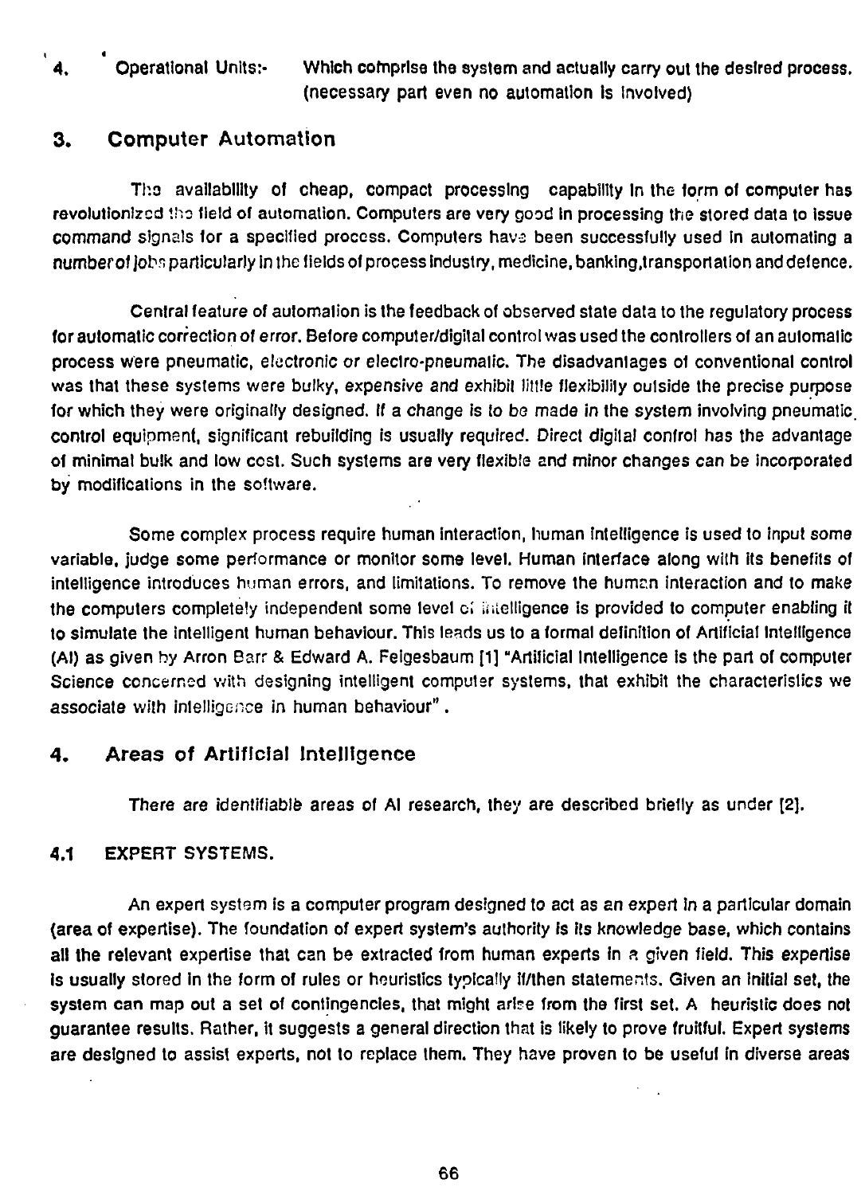4. Operational Units:- Which comprise the system and actually carry out the desired process. (necessary part even no automation is involved)

## 3. Computer Automation

The availability of cheap, compact processing capability in the form of computer has revolutionized the field of automation. Computers are very good in processing the stored data to issue command signals for a specified process. Computers have been successfully used in automating a number of jobs particularly in the fields of process industry, medicine, banking,transportation and defence.

Central feature of automation is the feedback of observed state data to the regulatory process for automatic correction of error. Before computer/digital control was used the controllers of an automatic process were pneumatic, electronic or electro-pneumatic. The disadvantages of conventional control was that these systems were bulky, expensive and exhibit little flexibility outside the precise purpose for which they were originally designed. If a change is to be made in the system involving pneumatic control equipment, significant rebuilding is usually required. Direct digital control has the advantage of minimal bulk and low cost. Such systems are very flexible and minor changes can be incorporated by modifications in the software.

Some complex process require human interaction, human intelligence is used to input some variable, judge some performance or monitor some level. Human interface along with its benefits of intelligence introduces human errors, and limitations. To remove the human interaction and to make the computers completely independent some level of intelligence is provided to computer enabling it to simulate the intelligent human behaviour. This leads us to a formal definition of Artificial Intelligence (AI) as given by Arron Barr & Edward A. Feigesbaum [1] "Artificial Intelligence is the part of computer Science concerned with designing intelligent computer systems, that exhibit the characteristics we associate with intelligence in human behaviour" .

## 4. Areas of Artificial Intelligence

There are identifiable areas of AI research, they are described briefly as under [2].

### 4.1 EXPERT SYSTEMS.

An expert system is a computer program designed to act as an expert in a particular domain (area of expertise). The foundation of expert system's authority is its knowledge base, which contains all the relevant expertise that can be extracted from human experts in a given field. This expertise is usually stored in the form of rules or heuristics typically if/then statements. Given an initial set, the system can map out a set of contingencies, that might arise from the first set. A heuristic does not guarantee results. Rather, it suggests a general direction that is likely to prove fruitful. Expert systems are designed to assist experts, not to replace them. They have proven to be useful in diverse areas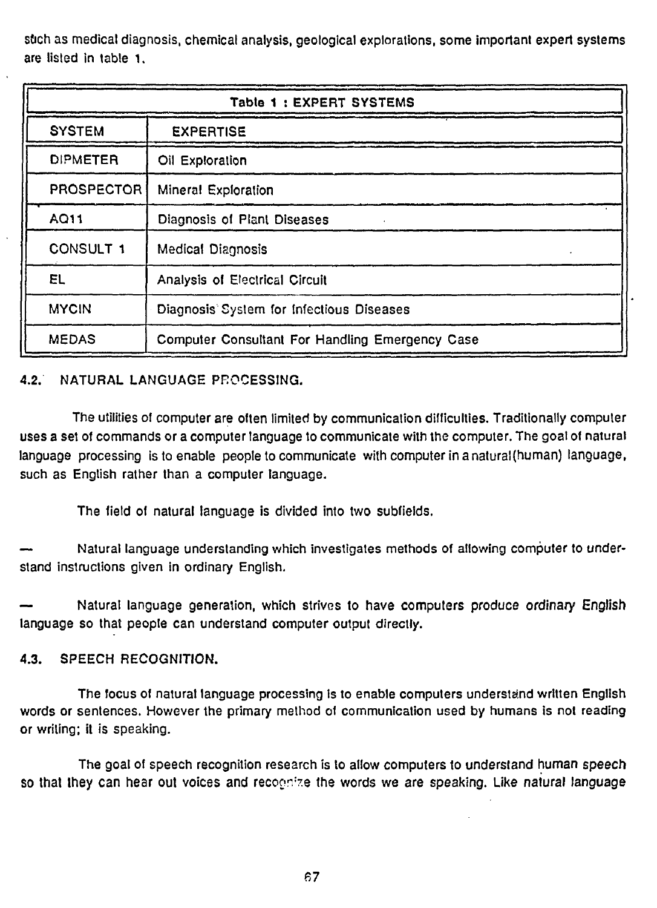such as medical diagnosis, chemical analysis, geological explorations, some important expert systems are listed in table 1.

**Table 1 : EXPERT SYSTEMS**

| SYSTEM | EXPERTISE |
|---|---|
| DIPMETER | Oil Exploration |
| PROSPECTOR | Mineral Exploration |
| AQ11 | Diagnosis of Plant Diseases |
| CONSULT 1 | Medical Diagnosis |
| EL | Analysis of Electrical Circuit |
| MYCIN | Diagnosis System for Infectious Diseases |
| MEDAS | Computer Consultant For Handling Emergency Case |

### 4.2. NATURAL LANGUAGE PROCESSING.

The utilities of computer are often limited by communication difficulties. Traditionally computer uses a set of commands or a computer language to communicate with the computer. The goal of natural language processing is to enable people to communicate with computer in a natural(human) language, such as English rather than a computer language.

The field of natural language is divided into two subfields.

— Natural language understanding which investigates methods of allowing computer to understand instructions given in ordinary English.

— Natural language generation, which strives to have computers produce ordinary English language so that people can understand computer output directly.

### 4.3. SPEECH RECOGNITION.

The focus of natural language processing is to enable computers understand written English words or sentences. However the primary method of communication used by humans is not reading or writing; it is speaking.

The goal of speech recognition research is to allow computers to understand human speech so that they can hear out voices and recognize the words we are speaking. Like natural language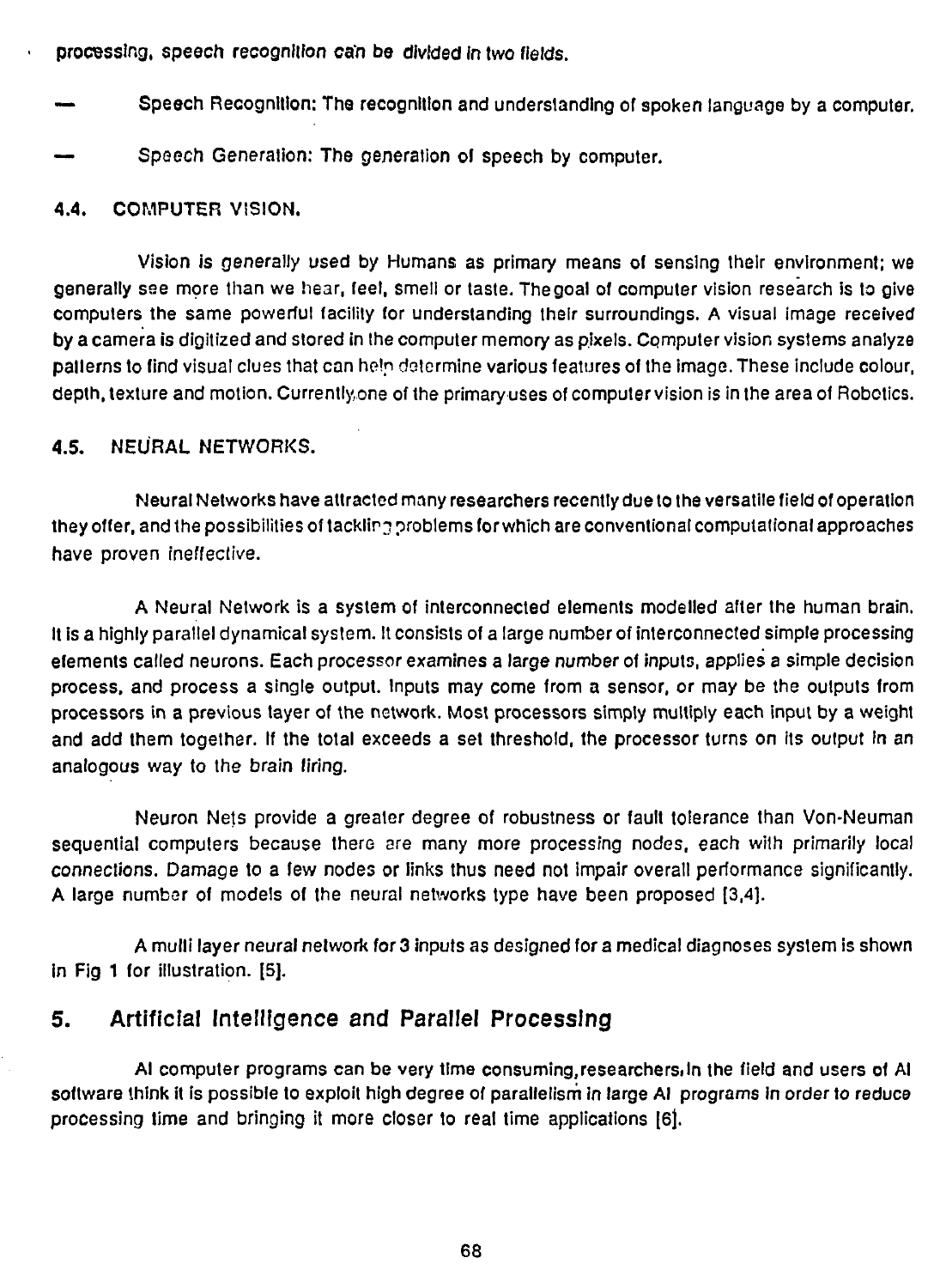processing, speech recognition can be divided in two fields.

- Speech Recognition: The recognition and understanding of spoken language by a computer.
- Speech Generation: The generation of speech by computer.

### 4.4. COMPUTER VISION.

Vision is generally used by Humans as primary means of sensing their environment; we generally see more than we hear, feel, smell or taste. The goal of computer vision research is to give computers the same powerful facility for understanding their surroundings. A visual image received by a camera is digitized and stored in the computer memory as pixels. Computer vision systems analyze patterns to find visual clues that can help determine various features of the image. These include colour, depth, texture and motion. Currently one of the primary uses of computer vision is in the area of Robotics.

### 4.5. NEURAL NETWORKS.

Neural Networks have attracted many researchers recently due to the versatile field of operation they offer, and the possibilities of tackling problems for which are conventional computational approaches have proven ineffective.

A Neural Network is a system of interconnected elements modelled after the human brain. It is a highly parallel dynamical system. It consists of a large number of interconnected simple processing elements called neurons. Each processor examines a large number of inputs, applies a simple decision process, and process a single output. Inputs may come from a sensor, or may be the outputs from processors in a previous layer of the network. Most processors simply multiply each input by a weight and add them together. If the total exceeds a set threshold, the processor turns on its output in an analogous way to the brain firing.

Neuron Nets provide a greater degree of robustness or fault tolerance than Von-Neuman sequential computers because there are many more processing nodes, each with primarily local connections. Damage to a few nodes or links thus need not impair overall performance significantly. A large number of models of the neural networks type have been proposed [3,4].

A multi layer neural network for 3 inputs as designed for a medical diagnoses system is shown in Fig 1 for illustration. [5].

## 5. Artificial Intelligence and Parallel Processing

AI computer programs can be very time consuming, researchers, In the field and users of AI software think it is possible to exploit high degree of parallelism in large AI programs in order to reduce processing time and bringing it more closer to real time applications [6].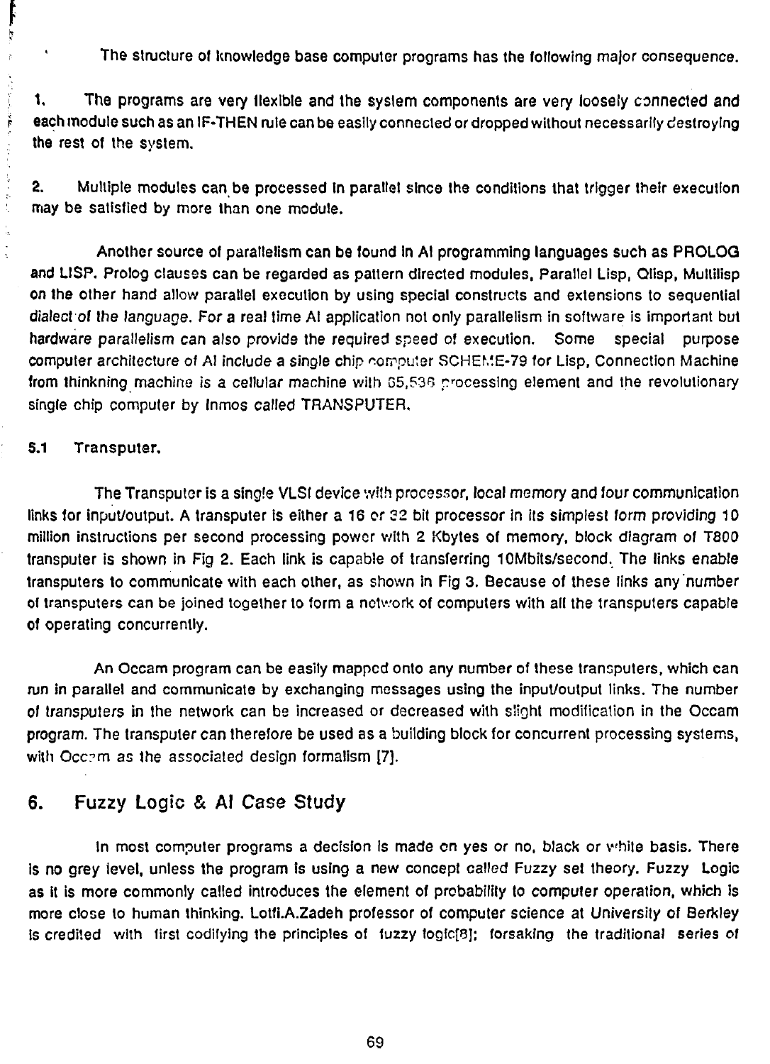The structure of knowledge base computer programs has the following major consequence.

1. The programs are very flexible and the system components are very loosely connected and each module such as an IF-THEN rule can be easily connected or dropped without necessarily destroying the rest of the system.

2. Multiple modules can be processed in parallel since the conditions that trigger their execution may be satisfied by more than one module.

Another source of parallelism can be found in AI programming languages such as PROLOG and LISP. Prolog clauses can be regarded as pattern directed modules, Parallel Lisp, Qlisp, Multilisp on the other hand allow parallel execution by using special constructs and extensions to sequential dialect of the language. For a real time AI application not only parallelism in software is important but hardware parallelism can also provide the required speed of execution. Some special purpose computer architecture of AI include a single chip computer SCHEME-79 for Lisp, Connection Machine from thinkning machine is a cellular machine with 65,536 processing element and the revolutionary single chip computer by Inmos called TRANSPUTER.

## 5.1 Transputer.

The Transputer is a single VLSI device with processor, local memory and four communication links for input/output. A transputer is either a 16 or 32 bit processor in its simplest form providing 10 million instructions per second processing power with 2 Kbytes of memory, block diagram of T800 transputer is shown in Fig 2. Each link is capable of transferring 10Mbits/second. The links enable transputers to communicate with each other, as shown in Fig 3. Because of these links any number of transputers can be joined together to form a network of computers with all the transputers capable of operating concurrently.

An Occam program can be easily mapped onto any number of these transputers, which can run in parallel and communicate by exchanging messages using the input/output links. The number of transputers in the network can be increased or decreased with slight modification in the Occam program. The transputer can therefore be used as a building block for concurrent processing systems, with Occam as the associated design formalism [7].

# 6. Fuzzy Logic & AI Case Study

In most computer programs a decision is made on yes or no, black or white basis. There is no grey level, unless the program is using a new concept called Fuzzy set theory. Fuzzy Logic as it is more commonly called introduces the element of probability to computer operation, which is more close to human thinking. Lotfi.A.Zadeh professor of computer science at University of Berkley is credited with first codifying the principles of fuzzy logic[8]; forsaking the traditional series of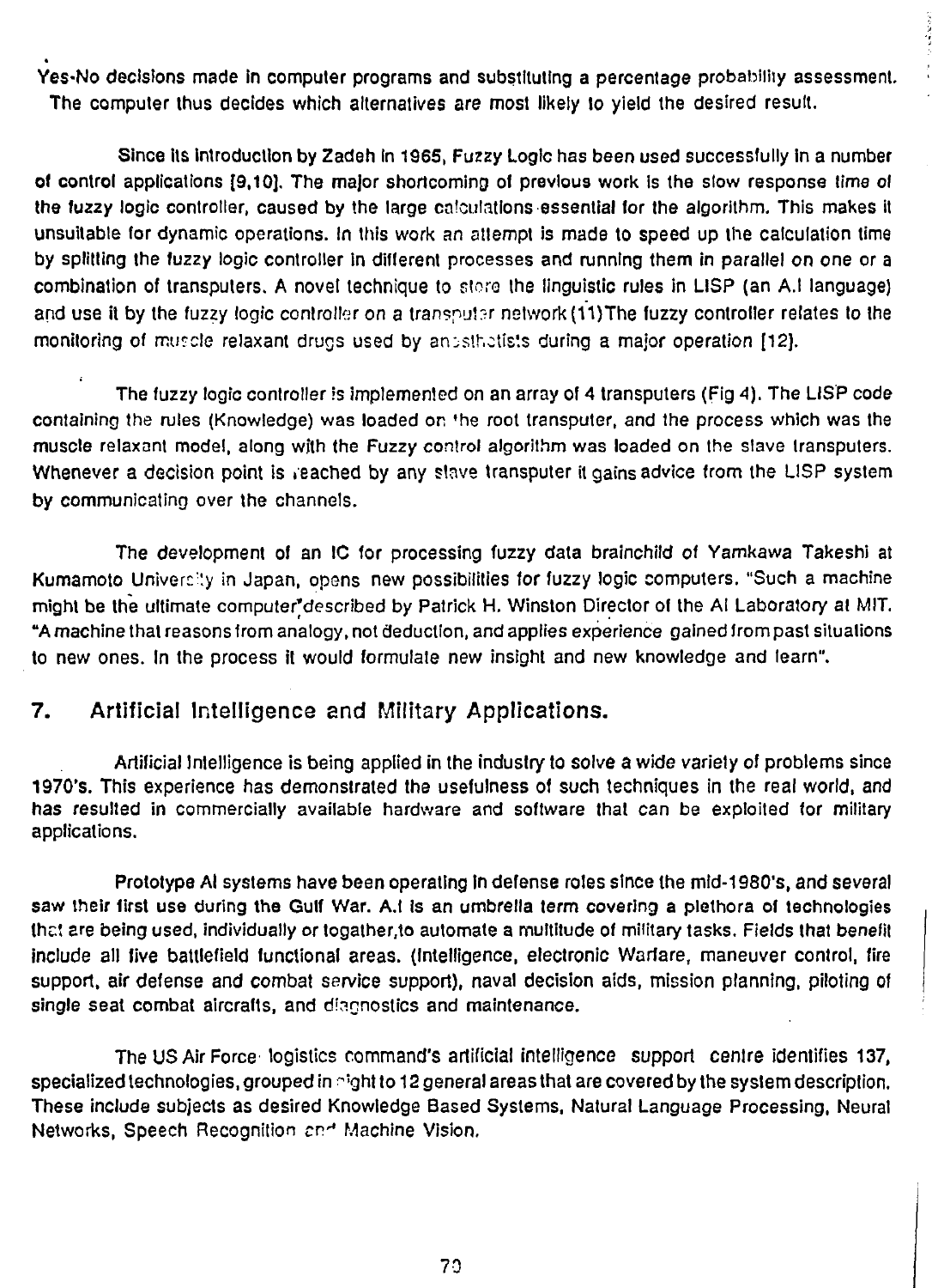Yes-No decisions made in computer programs and substituting a percentage probability assessment. The computer thus decides which alternatives are most likely to yield the desired result.

Since its introduction by Zadeh in 1965, Fuzzy Logic has been used successfully in a number of control applications [9,10]. The major shortcoming of previous work is the slow response time of the fuzzy logic controller, caused by the large calculations essential for the algorithm. This makes it unsuitable for dynamic operations. In this work an attempt is made to speed up the calculation time by splitting the fuzzy logic controller in different processes and running them in parallel on one or a combination of transputers. A novel technique to store the linguistic rules in LISP (an A.I language) and use it by the fuzzy logic controller on a transputer network (11)The fuzzy controller relates to the monitoring of muscle relaxant drugs used by anesthetists during a major operation [12].

The fuzzy logic controller is implemented on an array of 4 transputers (Fig 4). The LISP code containing the rules (Knowledge) was loaded on the root transputer, and the process which was the muscle relaxant model, along with the Fuzzy control algorithm was loaded on the slave transputers. Whenever a decision point is reached by any slave transputer it gains advice from the LISP system by communicating over the channels.

The development of an IC for processing fuzzy data brainchild of Yamkawa Takeshi at Kumamoto University in Japan, opens new possibilities for fuzzy logic computers. "Such a machine might be the ultimate computer"described by Patrick H. Winston Director of the AI Laboratory at MIT. "A machine that reasons from analogy, not deduction, and applies experience gained from past situations to new ones. In the process it would formulate new insight and new knowledge and learn".

## 7. Artificial Intelligence and Military Applications.

Artificial Intelligence is being applied in the industry to solve a wide variety of problems since 1970's. This experience has demonstrated the usefulness of such techniques in the real world, and has resulted in commercially available hardware and software that can be exploited for military applications.

Prototype AI systems have been operating in defense roles since the mid-1980's, and several saw their first use during the Gulf War. A.I is an umbrella term covering a plethora of technologies that are being used, individually or togather,to automate a multitude of military tasks. Fields that benefit include all five battlefield functional areas. (Intelligence, electronic Warfare, maneuver control, fire support, air defense and combat service support), naval decision aids, mission planning, piloting of single seat combat aircrafts, and diagnostics and maintenance.

The US Air Force logistics command's artificial intelligence support centre identifies 137, specialized technologies, grouped in eight to 12 general areas that are covered by the system description. These include subjects as desired Knowledge Based Systems, Natural Language Processing, Neural Networks, Speech Recognition and Machine Vision.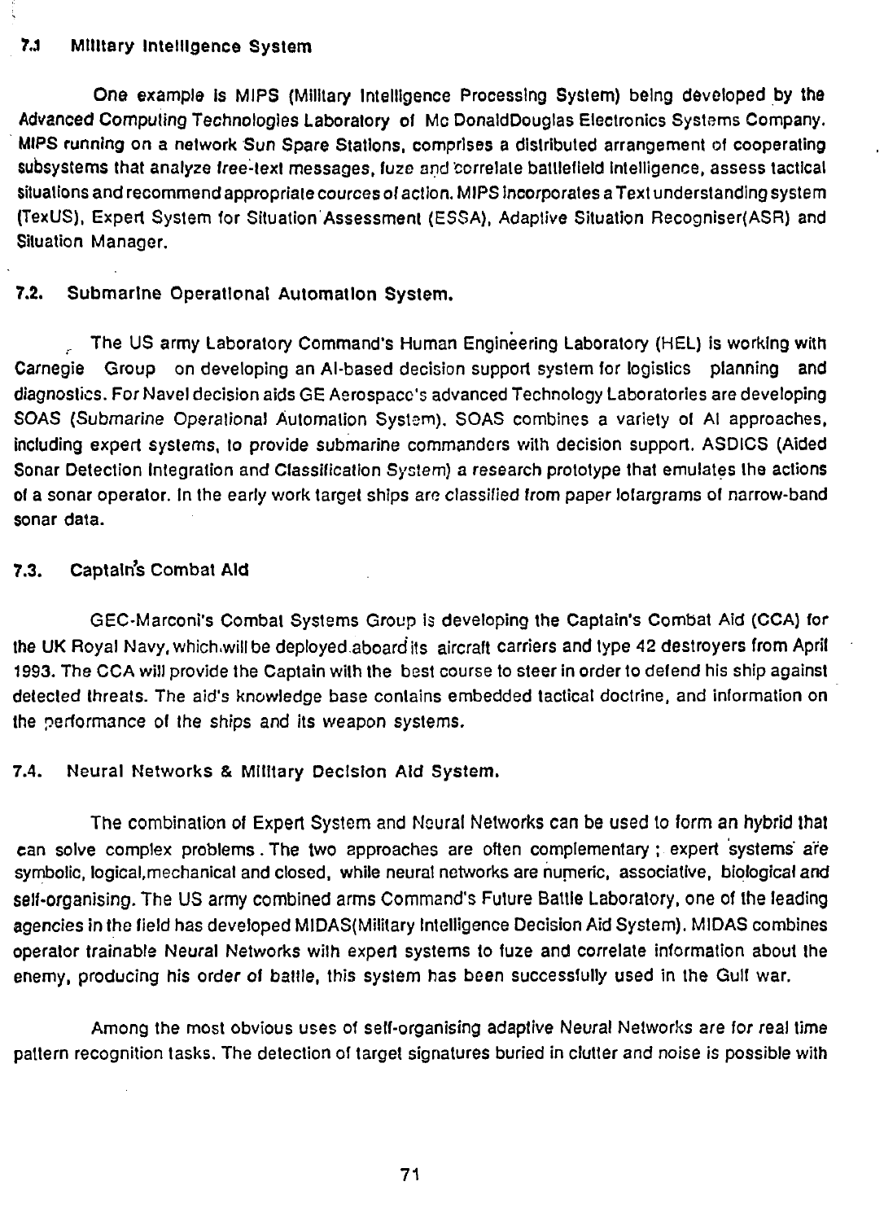### 7.1 Military Intelligence System

One example is MIPS (Military Intelligence Processing System) being developed by the Advanced Computing Technologies Laboratory of Mc DonaldDouglas Electronics Systems Company. MIPS running on a network Sun Sparc Stations, comprises a distributed arrangement of cooperating subsystems that analyze free-text messages, fuze and correlate battlefield intelligence, assess tactical situations and recommend appropriate cources of action. MIPS incorporates a Text understanding system (TexUS), Expert System for Situation Assessment (ESSA), Adaptive Situation Recogniser(ASR) and Situation Manager.

### 7.2. Submarine Operational Automation System.

The US army Laboratory Command's Human Engineering Laboratory (HEL) is working with Carnegie Group on developing an AI-based decision support system for logistics planning and diagnostics. For Navel decision aids GE Aerospace's advanced Technology Laboratories are developing SOAS (Submarine Operational Automation System). SOAS combines a variety of AI approaches, including expert systems, to provide submarine commanders with decision support. ASDICS (Aided Sonar Detection Integration and Classification System) a research prototype that emulates the actions of a sonar operator. In the early work target ships are classified from paper lofargrams of narrow-band sonar data.

### 7.3. Captain's Combat Aid

GEC-Marconi's Combat Systems Group is developing the Captain's Combat Aid (CCA) for the UK Royal Navy, which will be deployed aboard its aircraft carriers and type 42 destroyers from April 1993. The CCA will provide the Captain with the best course to steer in order to defend his ship against detected threats. The aid's knowledge base contains embedded tactical doctrine, and information on the performance of the ships and its weapon systems.

### 7.4. Neural Networks & Military Decision Aid System.

The combination of Expert System and Neural Networks can be used to form an hybrid that can solve complex problems . The two approaches are often complementary ; expert systems are symbolic, logical,mechanical and closed, while neural networks are numeric, associative, biological and self-organising. The US army combined arms Command's Future Battle Laboratory, one of the leading agencies in the field has developed MIDAS(Military Intelligence Decision Aid System). MIDAS combines operator trainable Neural Networks with expert systems to fuze and correlate information about the enemy, producing his order of battle, this system has been successfully used in the Gulf war.

Among the most obvious uses of self-organising adaptive Neural Networks are for real time pattern recognition tasks. The detection of target signatures buried in clutter and noise is possible with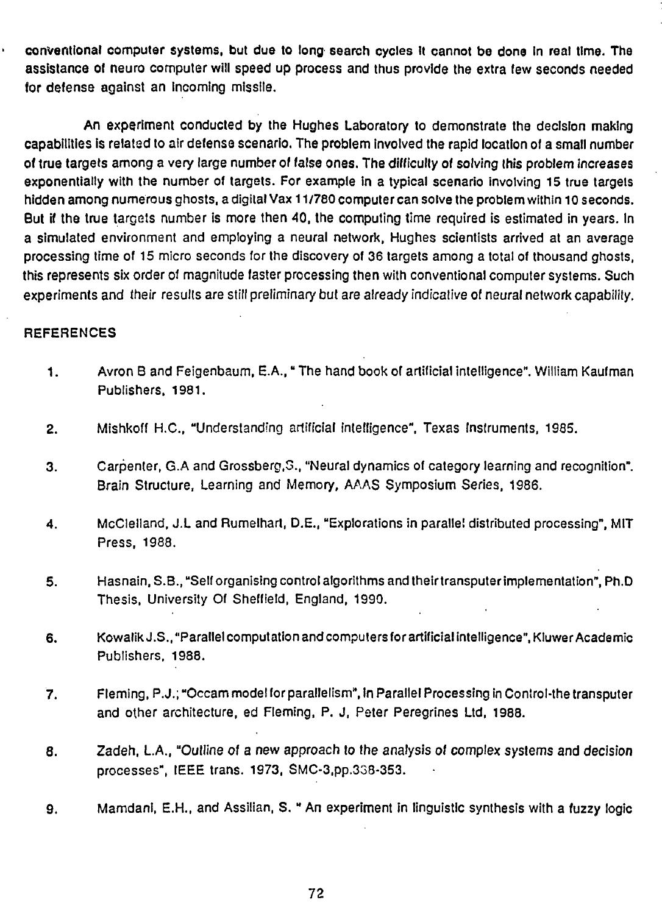conventional computer systems, but due to long search cycles it cannot be done in real time. The assistance of neuro computer will speed up process and thus provide the extra few seconds needed for defense against an incoming missile.

An experiment conducted by the Hughes Laboratory to demonstrate the decision making capabilities is related to air defense scenario. The problem involved the rapid location of a small number of true targets among a very large number of false ones. The difficulty of solving this problem increases exponentially with the number of targets. For example in a typical scenario involving 15 true targets hidden among numerous ghosts, a digital Vax 11/780 computer can solve the problem within 10 seconds. But if the true targets number is more then 40, the computing time required is estimated in years. In a simulated environment and employing a neural network, Hughes scientists arrived at an average processing time of 15 micro seconds for the discovery of 36 targets among a total of thousand ghosts, this represents six order of magnitude faster processing then with conventional computer systems. Such experiments and their results are still preliminary but are already indicative of neural network capability.

## REFERENCES

1. Avron B and Feigenbaum, E.A., " The hand book of artificial intelligence". William Kaufman Publishers, 1981.

2. Mishkoff H.C., "Understanding artificial intelligence", Texas Instruments, 1985.

3. Carpenter, G.A and Grossberg,S., "Neural dynamics of category learning and recognition". Brain Structure, Learning and Memory, AAAS Symposium Series, 1986.

4. McClelland, J.L and Rumelhart, D.E., "Explorations in parallel distributed processing", MIT Press, 1988.

5. Hasnain, S.B., "Self organising control algorithms and their transputer implementation", Ph.D Thesis, University Of Sheffield, England, 1990.

6. Kowalik J.S., "Parallel computation and computers for artificial intelligence", Kluwer Academic Publishers, 1988.

7. Fleming, P.J.; "Occam model for parallelism", In Parallel Processing in Control-the transputer and other architecture, ed Fleming, P. J, Peter Peregrines Ltd, 1988.

8. Zadeh, L.A., "Outline of a new approach to the analysis of complex systems and decision processes", IEEE trans. 1973, SMC-3,pp.338-353.

9. Mamdani, E.H., and Assilian, S. " An experiment in linguistic synthesis with a fuzzy logic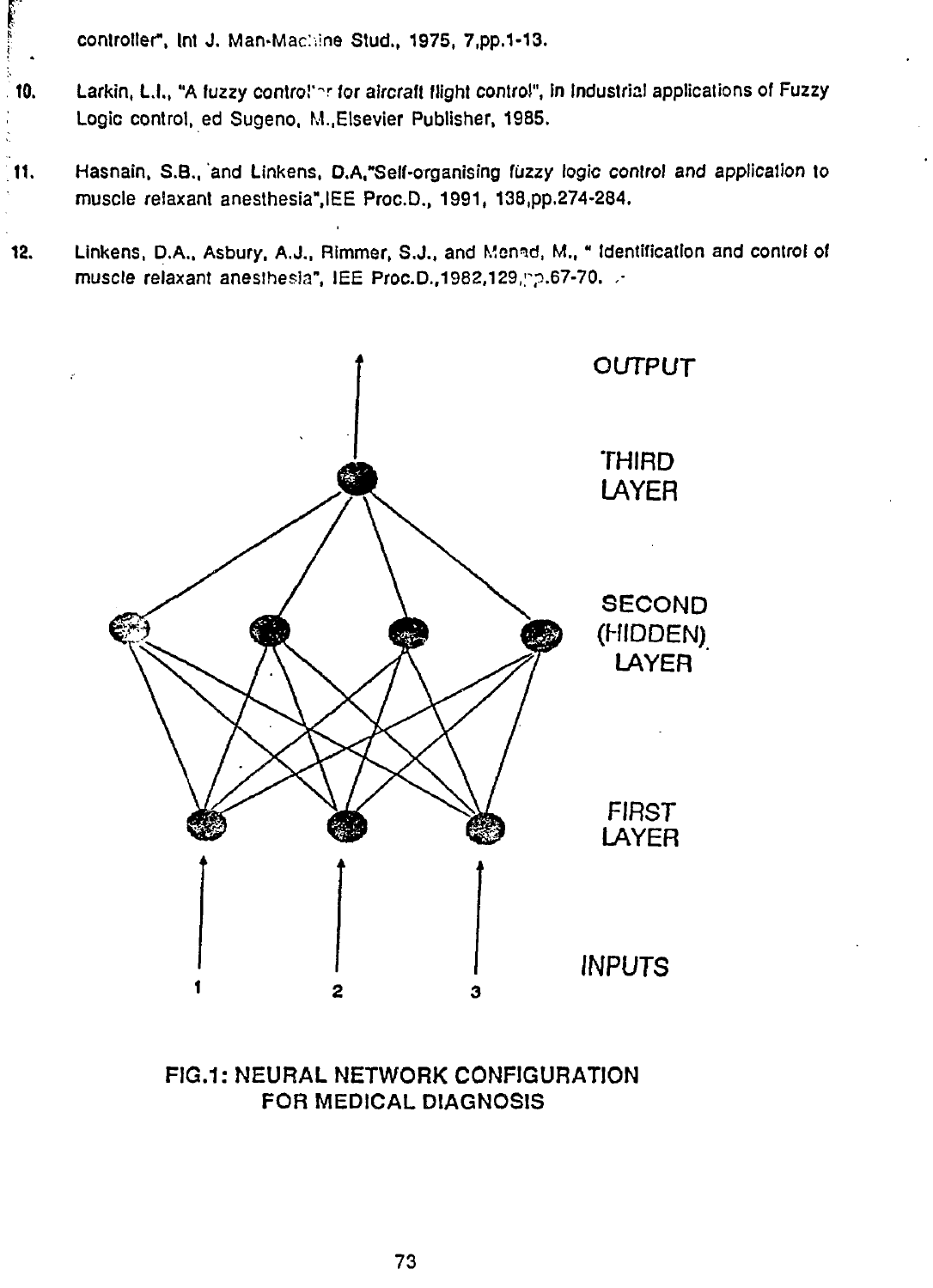controller", Int J. Man-Machine Stud., 1975, 7,pp.1-13.

10. Larkin, L.I., "A fuzzy controller for aircraft flight control", in Industrial applications of Fuzzy Logic control, ed Sugeno, M.,Elsevier Publisher, 1985.

11. Hasnain, S.B., and Linkens, D.A,"Self-organising fuzzy logic control and application to muscle relaxant anesthesia",IEE Proc.D., 1991, 138,pp.274-284.

12. Linkens, D.A., Asbury, A.J., Rimmer, S.J., and Menad, M., " Identification and control of muscle relaxant anesthesia", IEE Proc.D.,1982,129,pp.67-70.

OUTPUT

THIRD LAYER

SECOND (HIDDEN) LAYER

FIRST LAYER

INPUTS

1 2 3

FIG.1: NEURAL NETWORK CONFIGURATION FOR MEDICAL DIAGNOSIS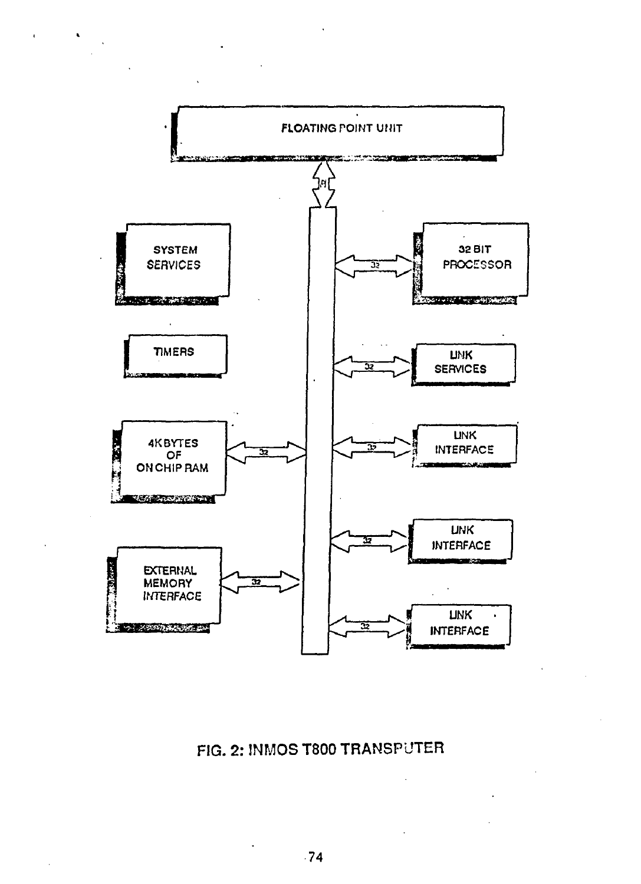FLOATING POINT UNIT

SYSTEM SERVICES

32 BIT PROCESSOR

TIMERS

LINK SERVICES

4K BYTES OF ON CHIP RAM

LINK INTERFACE

LINK INTERFACE

EXTERNAL MEMORY INTERFACE

LINK INTERFACE

FIG. 2: INMOS T800 TRANSPUTER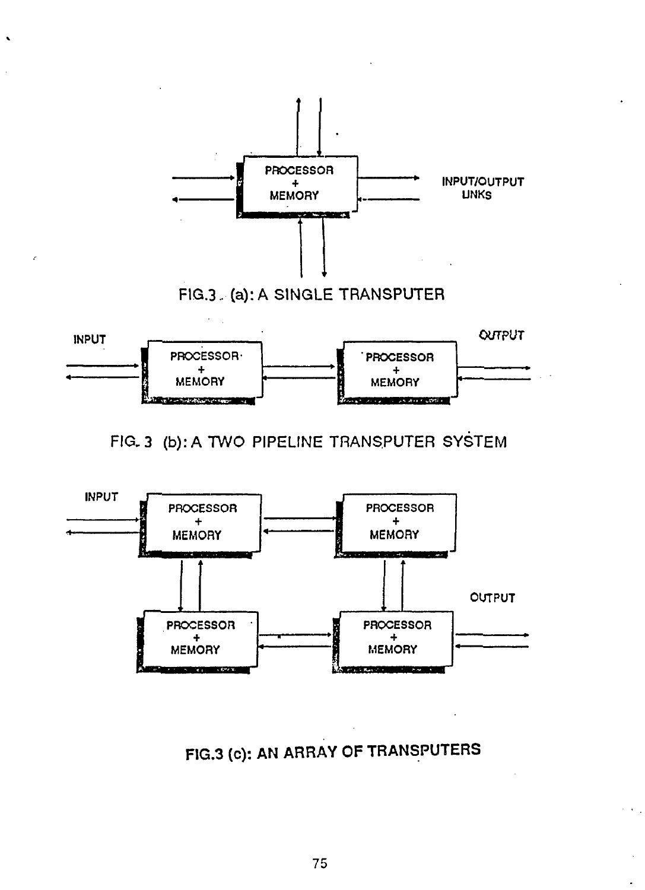PROCESSOR
+
MEMORY

INPUT/OUTPUT
LINKS

FIG.3 (a): A SINGLE TRANSPUTER

INPUT

PROCESSOR
+
MEMORY

PROCESSOR
+
MEMORY

OUTPUT

FIG. 3 (b): A TWO PIPELINE TRANSPUTER SYSTEM

INPUT

PROCESSOR
+
MEMORY

PROCESSOR
+
MEMORY

PROCESSOR
+
MEMORY

PROCESSOR
+
MEMORY

OUTPUT

FIG.3 (c): AN ARRAY OF TRANSPUTERS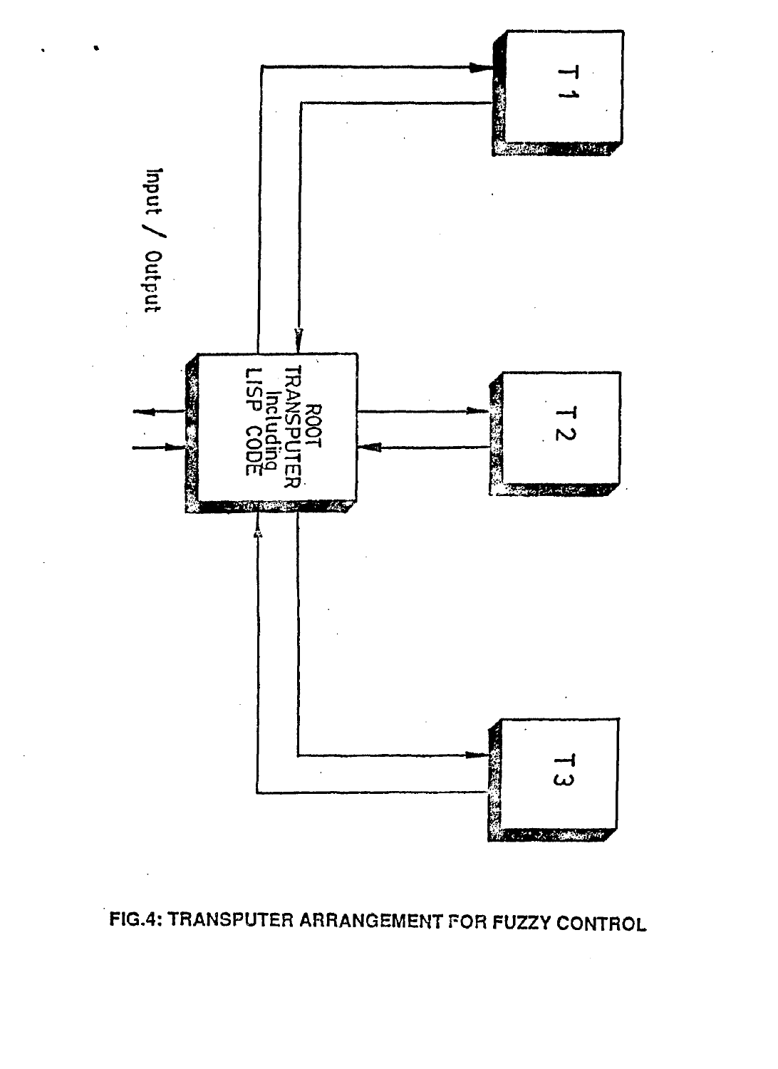Input / Output

ROOT TRANSPUTER Including LISP CODE

T1

T2

T3

FIG.4: TRANSPUTER ARRANGEMENT FOR FUZZY CONTROL